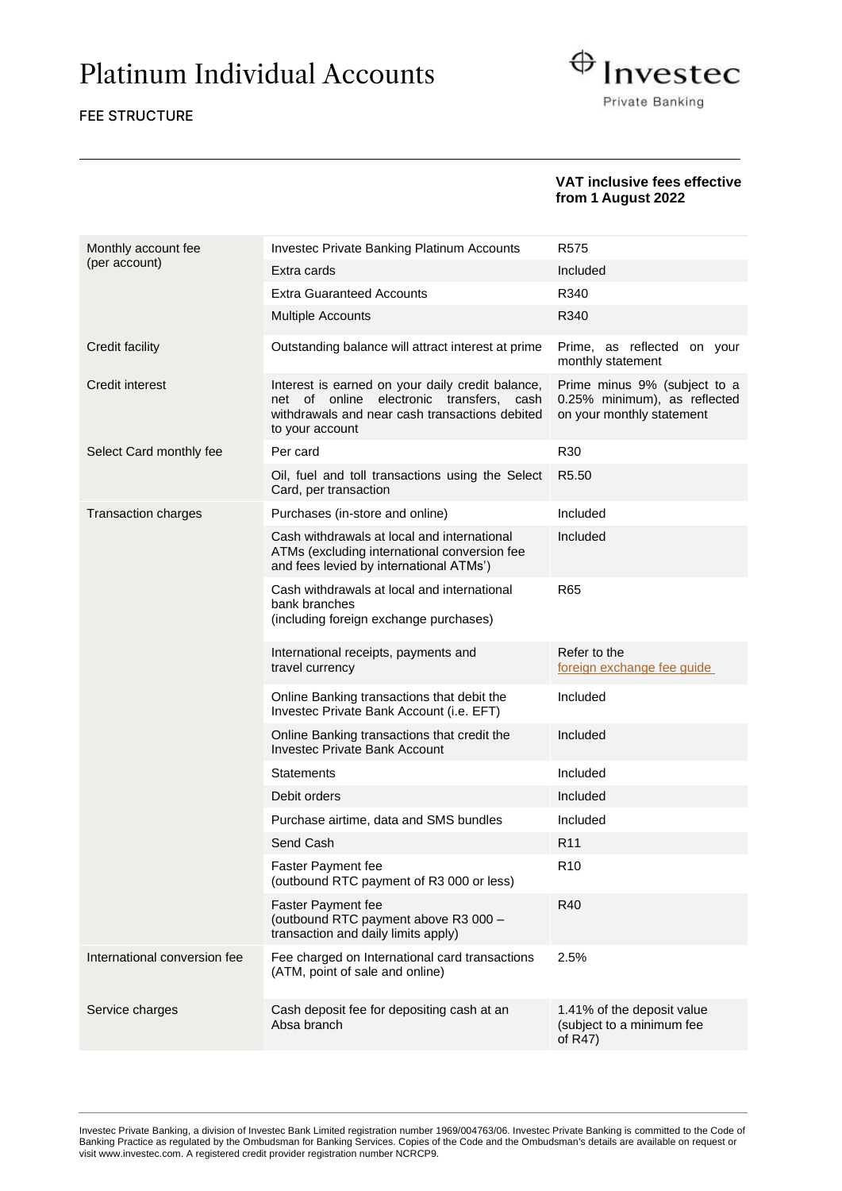# Platinum Individual Accounts

## FEE STRUCTURE

Investec Private Banking

**VAT inclusive fees effective from 1 August 2022**

| | | |
|---|---|---|
| Monthly account fee (per account) | Investec Private Banking Platinum Accounts | R575 |
| | Extra cards | Included |
| | Extra Guaranteed Accounts | R340 |
| | Multiple Accounts | R340 |
| Credit facility | Outstanding balance will attract interest at prime | Prime, as reflected on your monthly statement |
| Credit interest | Interest is earned on your daily credit balance, net of online electronic transfers, cash withdrawals and near cash transactions debited to your account | Prime minus 9% (subject to a 0.25% minimum), as reflected on your monthly statement |
| Select Card monthly fee | Per card | R30 |
| | Oil, fuel and toll transactions using the Select Card, per transaction | R5.50 |
| Transaction charges | Purchases (in-store and online) | Included |
| | Cash withdrawals at local and international ATMs (excluding international conversion fee and fees levied by international ATMs') | Included |
| | Cash withdrawals at local and international bank branches (including foreign exchange purchases) | R65 |
| | International receipts, payments and travel currency | Refer to the foreign exchange fee guide |
| | Online Banking transactions that debit the Investec Private Bank Account (i.e. EFT) | Included |
| | Online Banking transactions that credit the Investec Private Bank Account | Included |
| | Statements | Included |
| | Debit orders | Included |
| | Purchase airtime, data and SMS bundles | Included |
| | Send Cash | R11 |
| | Faster Payment fee (outbound RTC payment of R3 000 or less) | R10 |
| | Faster Payment fee (outbound RTC payment above R3 000 – transaction and daily limits apply) | R40 |
| International conversion fee | Fee charged on International card transactions (ATM, point of sale and online) | 2.5% |
| Service charges | Cash deposit fee for depositing cash at an Absa branch | 1.41% of the deposit value (subject to a minimum fee of R47) |

Investec Private Banking, a division of Investec Bank Limited registration number 1969/004763/06. Investec Private Banking is committed to the Code of Banking Practice as regulated by the Ombudsman for Banking Services. Copies of the Code and the Ombudsman's details are available on request or visit www.investec.com. A registered credit provider registration number NCRCP9.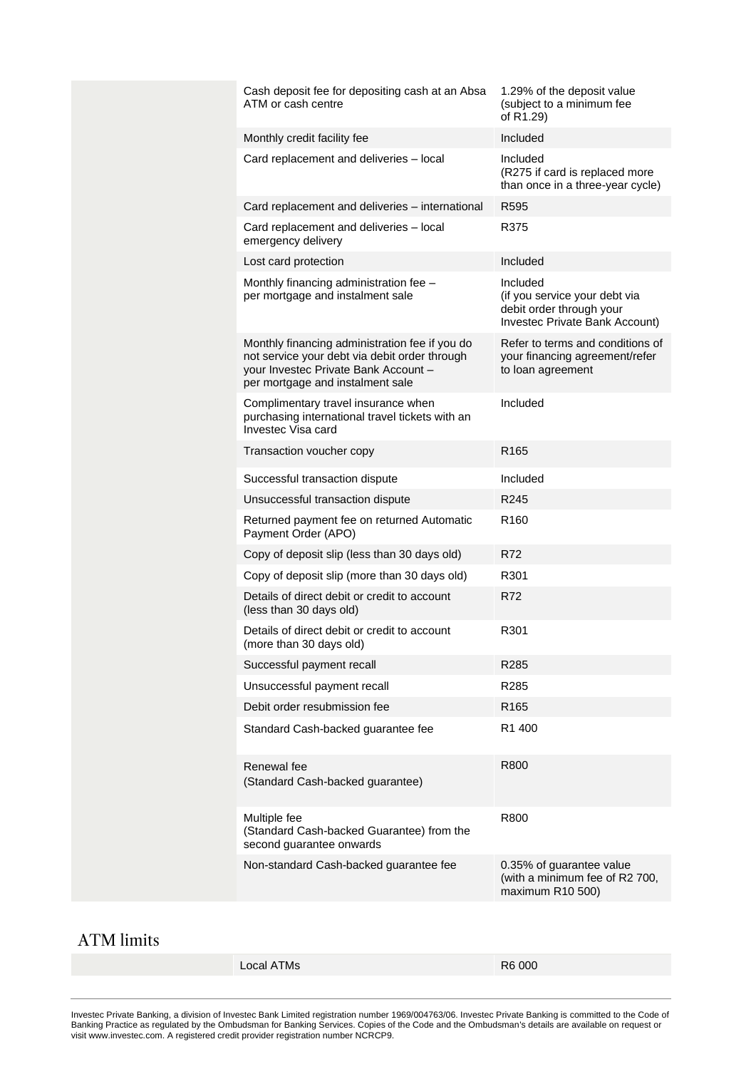| | | |
|---|---|---|
| | Cash deposit fee for depositing cash at an Absa ATM or cash centre | 1.29% of the deposit value (subject to a minimum fee of R1.29) |
| | Monthly credit facility fee | Included |
| | Card replacement and deliveries – local | Included (R275 if card is replaced more than once in a three-year cycle) |
| | Card replacement and deliveries – international | R595 |
| | Card replacement and deliveries – local emergency delivery | R375 |
| | Lost card protection | Included |
| | Monthly financing administration fee – per mortgage and instalment sale | Included (if you service your debt via debit order through your Investec Private Bank Account) |
| | Monthly financing administration fee if you do not service your debt via debit order through your Investec Private Bank Account – per mortgage and instalment sale | Refer to terms and conditions of your financing agreement/refer to loan agreement |
| | Complimentary travel insurance when purchasing international travel tickets with an Investec Visa card | Included |
| | Transaction voucher copy | R165 |
| | Successful transaction dispute | Included |
| | Unsuccessful transaction dispute | R245 |
| | Returned payment fee on returned Automatic Payment Order (APO) | R160 |
| | Copy of deposit slip (less than 30 days old) | R72 |
| | Copy of deposit slip (more than 30 days old) | R301 |
| | Details of direct debit or credit to account (less than 30 days old) | R72 |
| | Details of direct debit or credit to account (more than 30 days old) | R301 |
| | Successful payment recall | R285 |
| | Unsuccessful payment recall | R285 |
| | Debit order resubmission fee | R165 |
| | Standard Cash-backed guarantee fee | R1 400 |
| | Renewal fee (Standard Cash-backed guarantee) | R800 |
| | Multiple fee (Standard Cash-backed Guarantee) from the second guarantee onwards | R800 |
| | Non-standard Cash-backed guarantee fee | 0.35% of guarantee value (with a minimum fee of R2 700, maximum R10 500) |

## ATM limits

| | | |
|---|---|---|
| | Local ATMs | R6 000 |

Investec Private Banking, a division of Investec Bank Limited registration number 1969/004763/06. Investec Private Banking is committed to the Code of Banking Practice as regulated by the Ombudsman for Banking Services. Copies of the Code and the Ombudsman's details are available on request or visit www.investec.com. A registered credit provider registration number NCRCP9.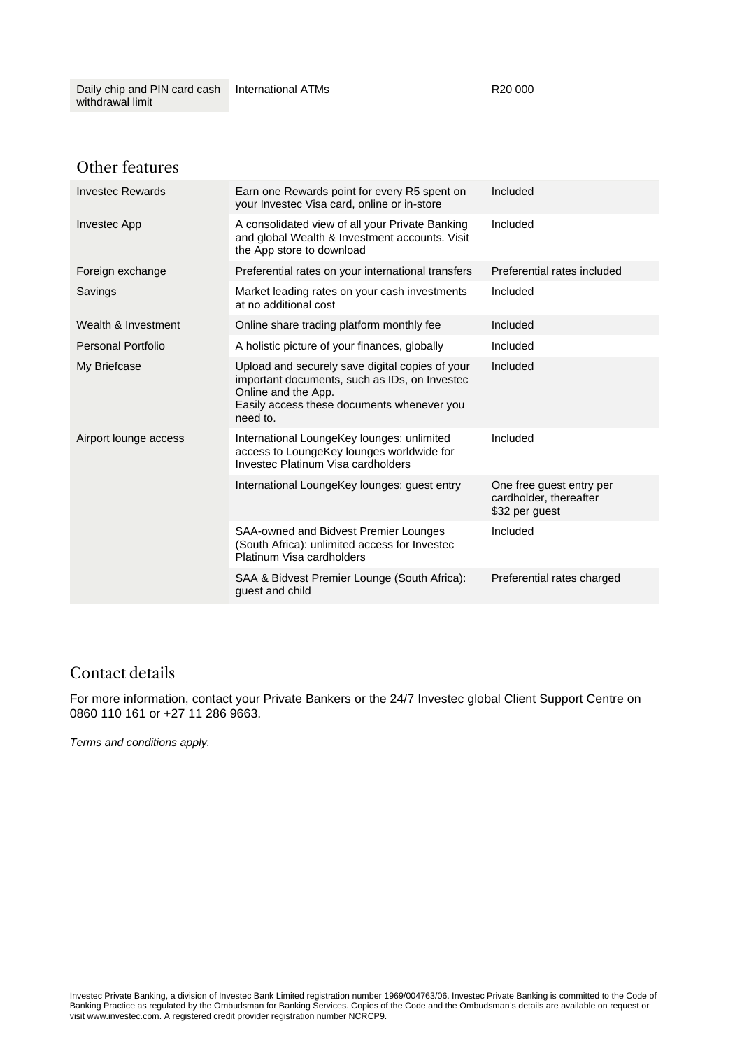| | | |
|---|---|---|
| Daily chip and PIN card cash withdrawal limit | International ATMs | R20 000 |

## Other features

| | | |
|---|---|---|
| Investec Rewards | Earn one Rewards point for every R5 spent on your Investec Visa card, online or in-store | Included |
| Investec App | A consolidated view of all your Private Banking and global Wealth & Investment accounts. Visit the App store to download | Included |
| Foreign exchange | Preferential rates on your international transfers | Preferential rates included |
| Savings | Market leading rates on your cash investments at no additional cost | Included |
| Wealth & Investment | Online share trading platform monthly fee | Included |
| Personal Portfolio | A holistic picture of your finances, globally | Included |
| My Briefcase | Upload and securely save digital copies of your important documents, such as IDs, on Investec Online and the App. Easily access these documents whenever you need to. | Included |
| Airport lounge access | International LoungeKey lounges: unlimited access to LoungeKey lounges worldwide for Investec Platinum Visa cardholders | Included |
| | International LoungeKey lounges: guest entry | One free guest entry per cardholder, thereafter $32 per guest |
| | SAA-owned and Bidvest Premier Lounges (South Africa): unlimited access for Investec Platinum Visa cardholders | Included |
| | SAA & Bidvest Premier Lounge (South Africa): guest and child | Preferential rates charged |

## Contact details

For more information, contact your Private Bankers or the 24/7 Investec global Client Support Centre on 0860 110 161 or +27 11 286 9663.

*Terms and conditions apply.*

Investec Private Banking, a division of Investec Bank Limited registration number 1969/004763/06. Investec Private Banking is committed to the Code of Banking Practice as regulated by the Ombudsman for Banking Services. Copies of the Code and the Ombudsman's details are available on request or visit www.investec.com. A registered credit provider registration number NCRCP9.